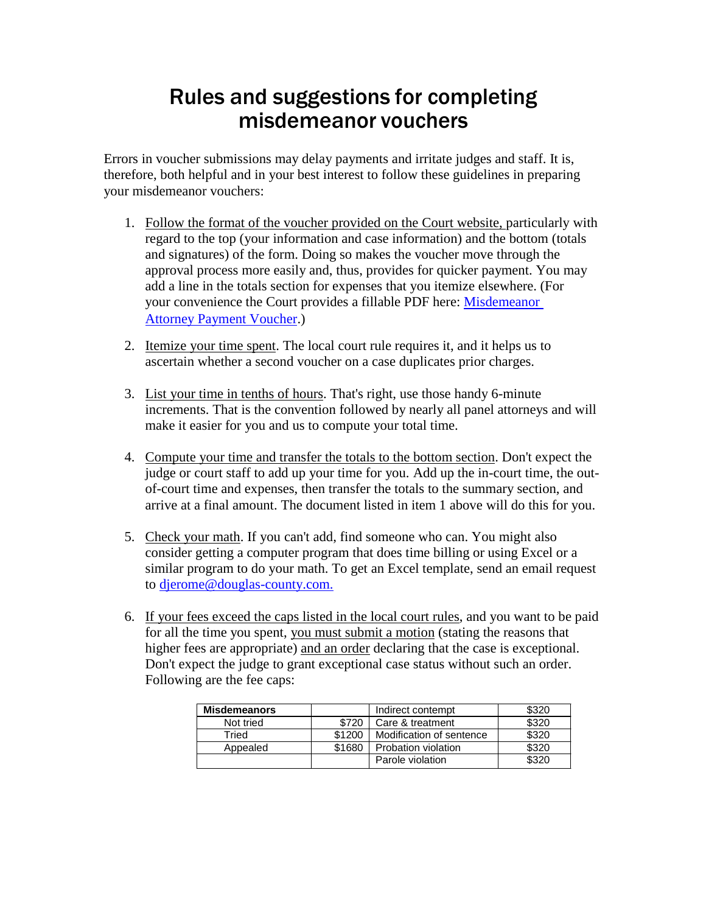# Rules and suggestions for completing misdemeanor vouchers

Errors in voucher submissions may delay payments and irritate judges and staff. It is, therefore, both helpful and in your best interest to follow these guidelines in preparing your misdemeanor vouchers:

1. Follow the format of the voucher provided on the Court website, particularly with regard to the top (your information and case information) and the bottom (totals and signatures) of the form. Doing so makes the voucher move through the approval process more easily and, thus, provides for quicker payment. You may add a line in the totals section for expenses that you itemize elsewhere. (For your convenience the Court provides a fillable PDF here: [Misdemeanor Attorney Payment Voucher].)

2. Itemize your time spent. The local court rule requires it, and it helps us to ascertain whether a second voucher on a case duplicates prior charges.

3. List your time in tenths of hours. That's right, use those handy 6-minute increments. That is the convention followed by nearly all panel attorneys and will make it easier for you and us to compute your total time.

4. Compute your time and transfer the totals to the bottom section. Don't expect the judge or court staff to add up your time for you. Add up the in-court time, the out-of-court time and expenses, then transfer the totals to the summary section, and arrive at a final amount. The document listed in item 1 above will do this for you.

5. Check your math. If you can't add, find someone who can. You might also consider getting a computer program that does time billing or using Excel or a similar program to do your math. To get an Excel template, send an email request to djerome@douglas-county.com.

6. If your fees exceed the caps listed in the local court rules, and you want to be paid for all the time you spent, you must submit a motion (stating the reasons that higher fees are appropriate) and an order declaring that the case is exceptional. Don't expect the judge to grant exceptional case status without such an order. Following are the fee caps:

| **Misdemeanors** | | Indirect contempt | $320 |
|---|---|---|---|
| Not tried | $720 | Care & treatment | $320 |
| Tried | $1200 | Modification of sentence | $320 |
| Appealed | $1680 | Probation violation | $320 |
| | | Parole violation | $320 |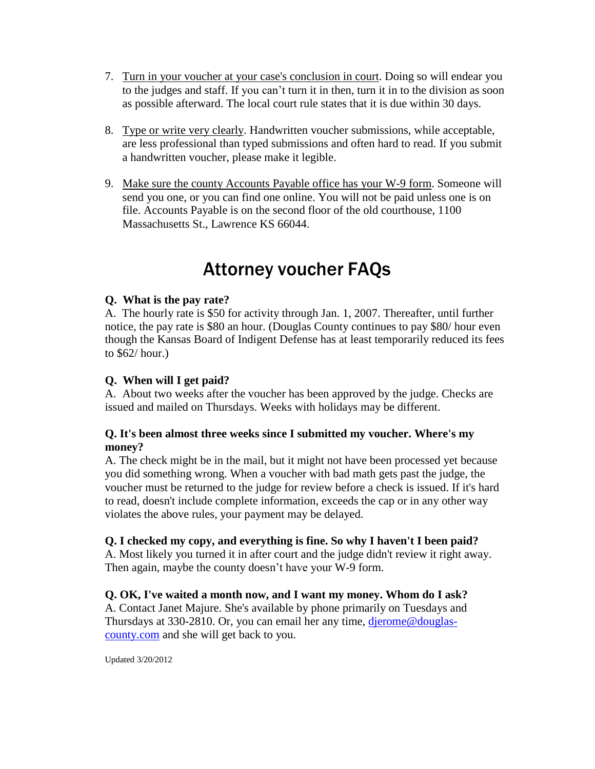7. <u>Turn in your voucher at your case's conclusion in court</u>. Doing so will endear you to the judges and staff. If you can't turn it in then, turn it in to the division as soon as possible afterward. The local court rule states that it is due within 30 days.

8. <u>Type or write very clearly</u>. Handwritten voucher submissions, while acceptable, are less professional than typed submissions and often hard to read. If you submit a handwritten voucher, please make it legible.

9. <u>Make sure the county Accounts Payable office has your W-9 form</u>. Someone will send you one, or you can find one online. You will not be paid unless one is on file. Accounts Payable is on the second floor of the old courthouse, 1100 Massachusetts St., Lawrence KS 66044.

# Attorney voucher FAQs

**Q. What is the pay rate?**
A. The hourly rate is $50 for activity through Jan. 1, 2007. Thereafter, until further notice, the pay rate is $80 an hour. (Douglas County continues to pay $80/ hour even though the Kansas Board of Indigent Defense has at least temporarily reduced its fees to $62/ hour.)

**Q. When will I get paid?**
A. About two weeks after the voucher has been approved by the judge. Checks are issued and mailed on Thursdays. Weeks with holidays may be different.

**Q. It's been almost three weeks since I submitted my voucher. Where's my money?**
A. The check might be in the mail, but it might not have been processed yet because you did something wrong. When a voucher with bad math gets past the judge, the voucher must be returned to the judge for review before a check is issued. If it's hard to read, doesn't include complete information, exceeds the cap or in any other way violates the above rules, your payment may be delayed.

**Q. I checked my copy, and everything is fine. So why I haven't I been paid?**
A. Most likely you turned it in after court and the judge didn't review it right away. Then again, maybe the county doesn't have your W-9 form.

**Q. OK, I've waited a month now, and I want my money. Whom do I ask?**
A. Contact Janet Majure. She's available by phone primarily on Tuesdays and Thursdays at 330-2810. Or, you can email her any time, djerome@douglas-county.com and she will get back to you.

Updated 3/20/2012